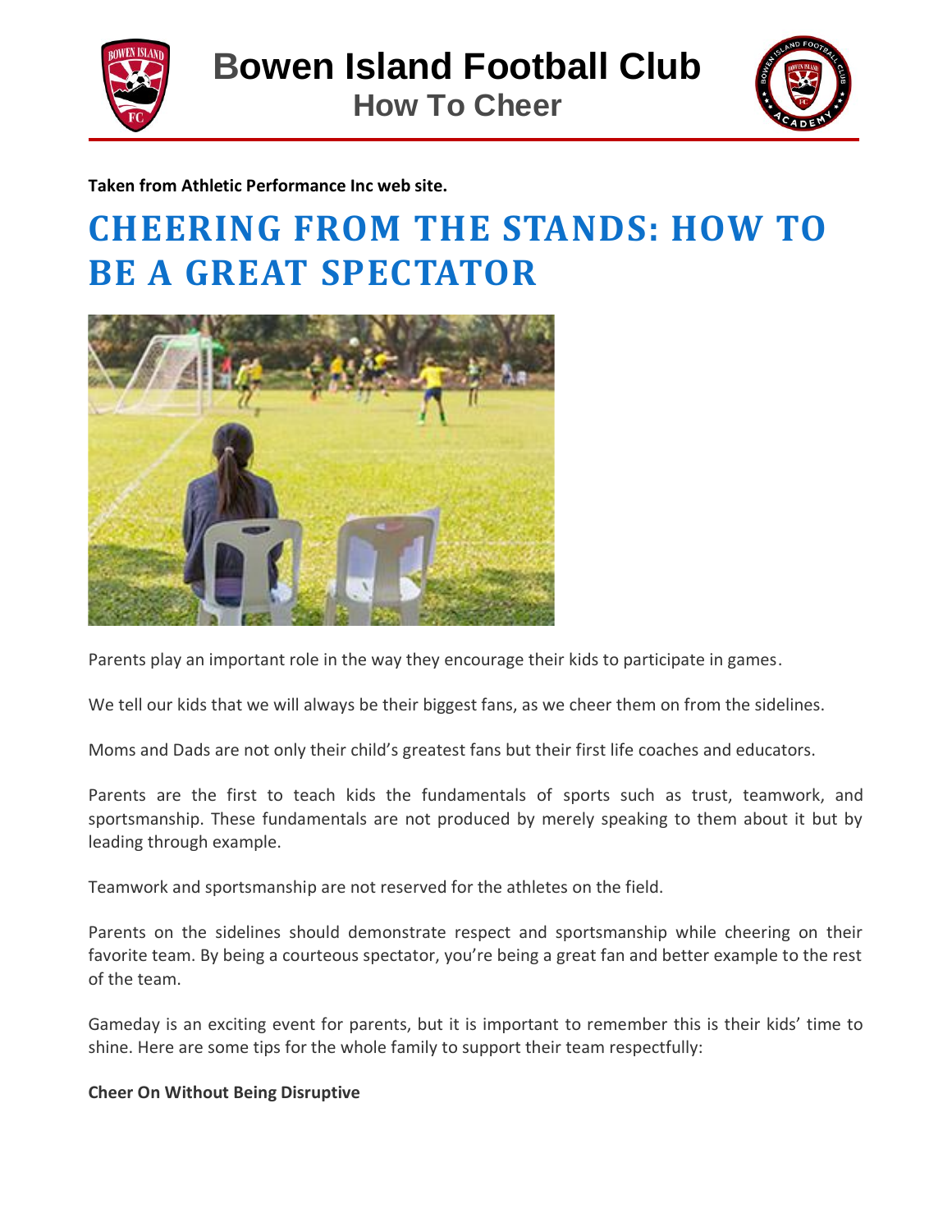# Bowen Island Football Club

## How To Cheer

**Taken from Athletic Performance Inc web site.**

# CHEERING FROM THE STANDS: HOW TO BE A GREAT SPECTATOR

Parents play an important role in the way they encourage their kids to participate in games.

We tell our kids that we will always be their biggest fans, as we cheer them on from the sidelines.

Moms and Dads are not only their child's greatest fans but their first life coaches and educators.

Parents are the first to teach kids the fundamentals of sports such as trust, teamwork, and sportsmanship. These fundamentals are not produced by merely speaking to them about it but by leading through example.

Teamwork and sportsmanship are not reserved for the athletes on the field.

Parents on the sidelines should demonstrate respect and sportsmanship while cheering on their favorite team. By being a courteous spectator, you're being a great fan and better example to the rest of the team.

Gameday is an exciting event for parents, but it is important to remember this is their kids' time to shine. Here are some tips for the whole family to support their team respectfully:

**Cheer On Without Being Disruptive**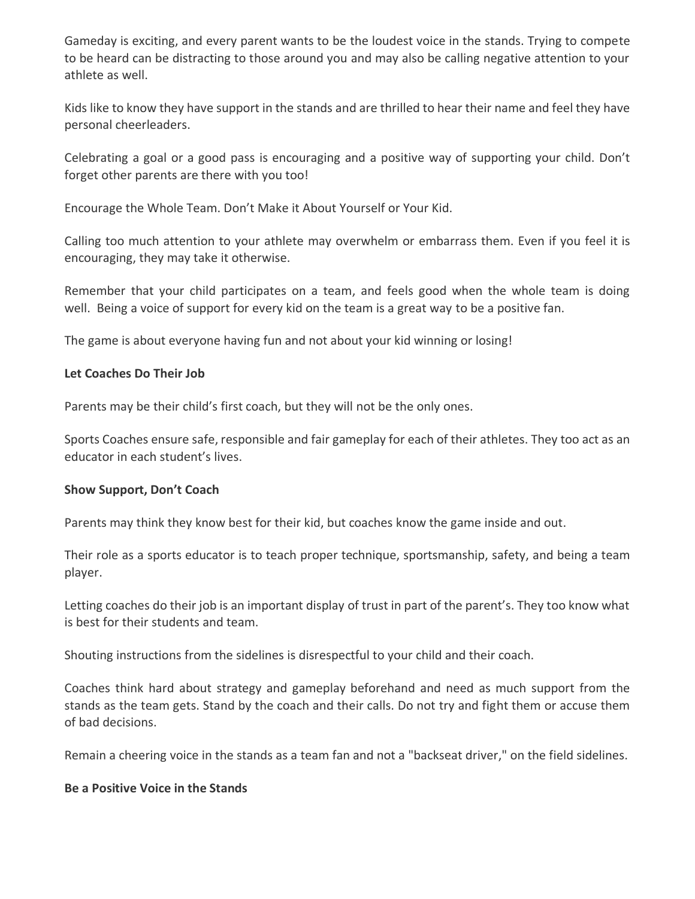Gameday is exciting, and every parent wants to be the loudest voice in the stands. Trying to compete to be heard can be distracting to those around you and may also be calling negative attention to your athlete as well.

Kids like to know they have support in the stands and are thrilled to hear their name and feel they have personal cheerleaders.

Celebrating a goal or a good pass is encouraging and a positive way of supporting your child. Don't forget other parents are there with you too!

Encourage the Whole Team. Don't Make it About Yourself or Your Kid.

Calling too much attention to your athlete may overwhelm or embarrass them. Even if you feel it is encouraging, they may take it otherwise.

Remember that your child participates on a team, and feels good when the whole team is doing well. Being a voice of support for every kid on the team is a great way to be a positive fan.

The game is about everyone having fun and not about your kid winning or losing!

**Let Coaches Do Their Job**

Parents may be their child's first coach, but they will not be the only ones.

Sports Coaches ensure safe, responsible and fair gameplay for each of their athletes. They too act as an educator in each student's lives.

**Show Support, Don't Coach**

Parents may think they know best for their kid, but coaches know the game inside and out.

Their role as a sports educator is to teach proper technique, sportsmanship, safety, and being a team player.

Letting coaches do their job is an important display of trust in part of the parent's. They too know what is best for their students and team.

Shouting instructions from the sidelines is disrespectful to your child and their coach.

Coaches think hard about strategy and gameplay beforehand and need as much support from the stands as the team gets. Stand by the coach and their calls. Do not try and fight them or accuse them of bad decisions.

Remain a cheering voice in the stands as a team fan and not a "backseat driver," on the field sidelines.

**Be a Positive Voice in the Stands**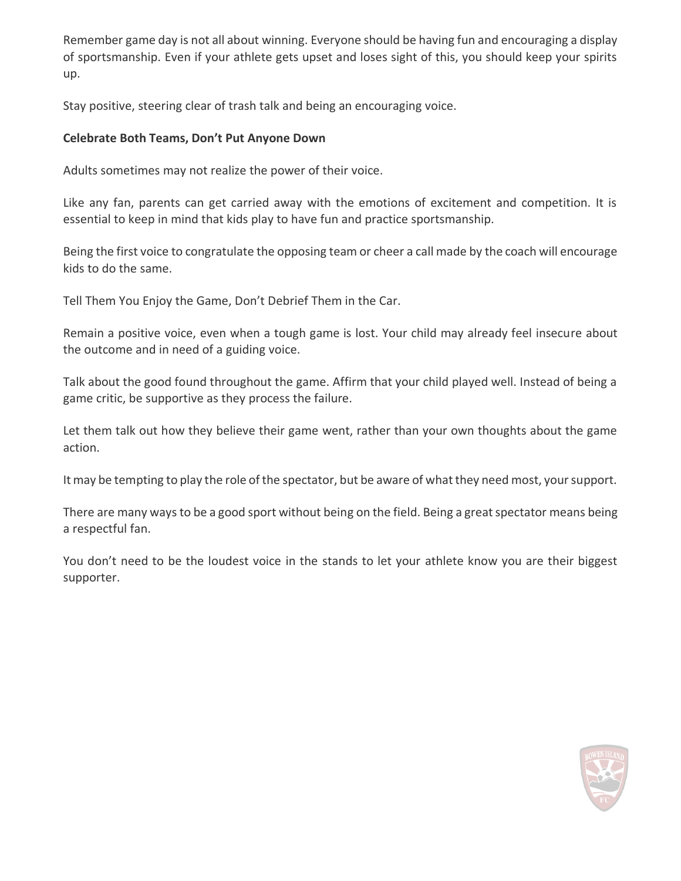Remember game day is not all about winning. Everyone should be having fun and encouraging a display of sportsmanship. Even if your athlete gets upset and loses sight of this, you should keep your spirits up.

Stay positive, steering clear of trash talk and being an encouraging voice.

**Celebrate Both Teams, Don't Put Anyone Down**

Adults sometimes may not realize the power of their voice.

Like any fan, parents can get carried away with the emotions of excitement and competition. It is essential to keep in mind that kids play to have fun and practice sportsmanship.

Being the first voice to congratulate the opposing team or cheer a call made by the coach will encourage kids to do the same.

Tell Them You Enjoy the Game, Don't Debrief Them in the Car.

Remain a positive voice, even when a tough game is lost. Your child may already feel insecure about the outcome and in need of a guiding voice.

Talk about the good found throughout the game. Affirm that your child played well. Instead of being a game critic, be supportive as they process the failure.

Let them talk out how they believe their game went, rather than your own thoughts about the game action.

It may be tempting to play the role of the spectator, but be aware of what they need most, your support.

There are many ways to be a good sport without being on the field. Being a great spectator means being a respectful fan.

You don't need to be the loudest voice in the stands to let your athlete know you are their biggest supporter.